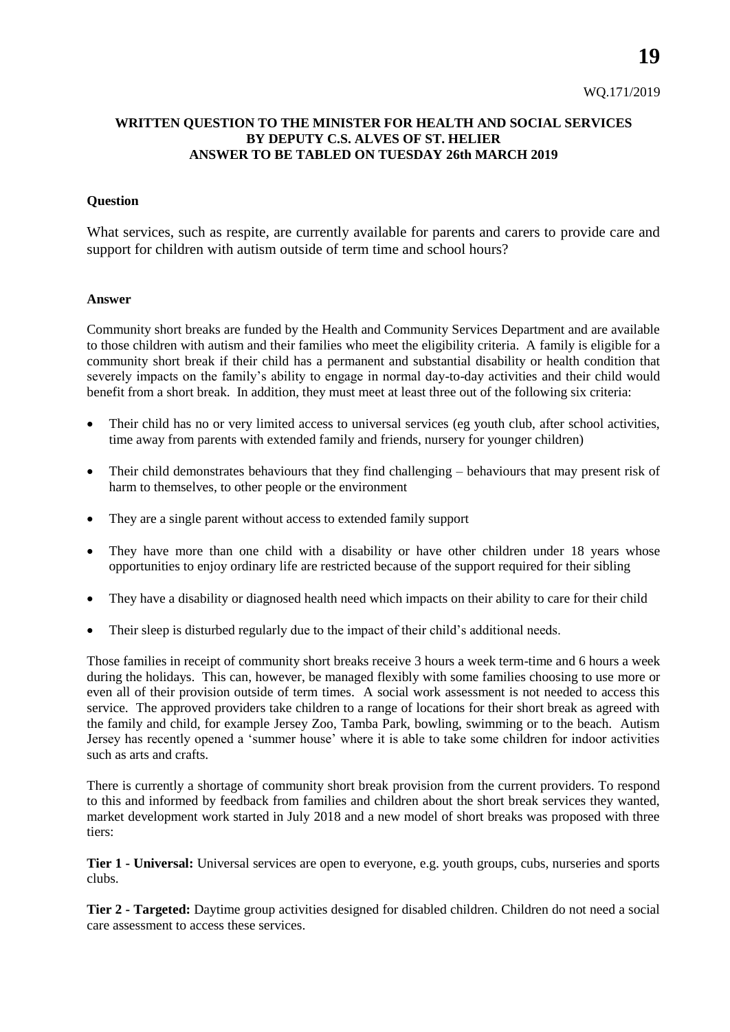# 19

WQ.171/2019

## WRITTEN QUESTION TO THE MINISTER FOR HEALTH AND SOCIAL SERVICES BY DEPUTY C.S. ALVES OF ST. HELIER ANSWER TO BE TABLED ON TUESDAY 26th MARCH 2019

**Question**

What services, such as respite, are currently available for parents and carers to provide care and support for children with autism outside of term time and school hours?

**Answer**

Community short breaks are funded by the Health and Community Services Department and are available to those children with autism and their families who meet the eligibility criteria. A family is eligible for a community short break if their child has a permanent and substantial disability or health condition that severely impacts on the family's ability to engage in normal day-to-day activities and their child would benefit from a short break. In addition, they must meet at least three out of the following six criteria:

- Their child has no or very limited access to universal services (eg youth club, after school activities, time away from parents with extended family and friends, nursery for younger children)
- Their child demonstrates behaviours that they find challenging – behaviours that may present risk of harm to themselves, to other people or the environment
- They are a single parent without access to extended family support
- They have more than one child with a disability or have other children under 18 years whose opportunities to enjoy ordinary life are restricted because of the support required for their sibling
- They have a disability or diagnosed health need which impacts on their ability to care for their child
- Their sleep is disturbed regularly due to the impact of their child's additional needs.

Those families in receipt of community short breaks receive 3 hours a week term-time and 6 hours a week during the holidays. This can, however, be managed flexibly with some families choosing to use more or even all of their provision outside of term times. A social work assessment is not needed to access this service. The approved providers take children to a range of locations for their short break as agreed with the family and child, for example Jersey Zoo, Tamba Park, bowling, swimming or to the beach. Autism Jersey has recently opened a 'summer house' where it is able to take some children for indoor activities such as arts and crafts.

There is currently a shortage of community short break provision from the current providers. To respond to this and informed by feedback from families and children about the short break services they wanted, market development work started in July 2018 and a new model of short breaks was proposed with three tiers:

**Tier 1 - Universal:** Universal services are open to everyone, e.g. youth groups, cubs, nurseries and sports clubs.

**Tier 2 - Targeted:** Daytime group activities designed for disabled children. Children do not need a social care assessment to access these services.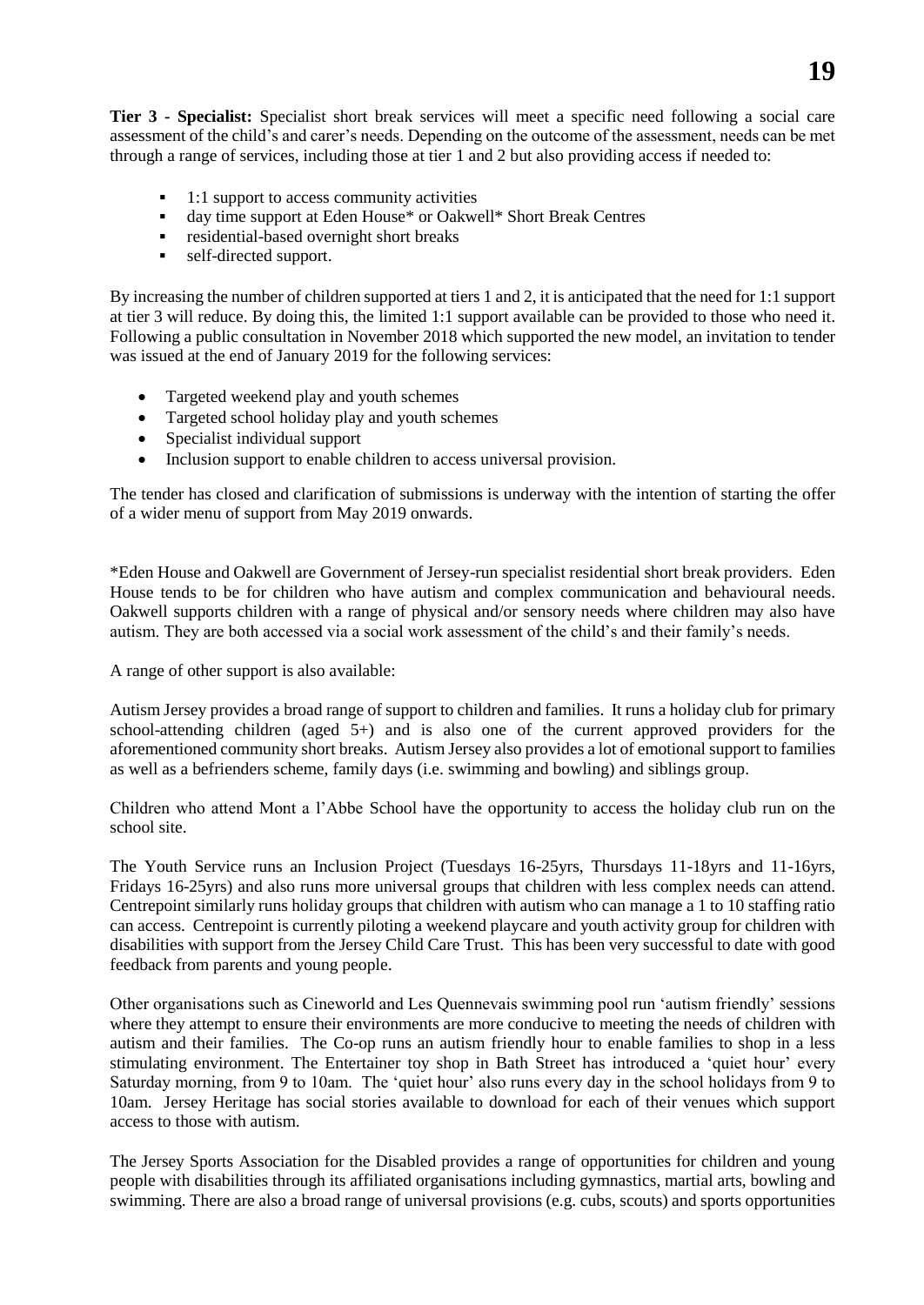**Tier 3 - Specialist:** Specialist short break services will meet a specific need following a social care assessment of the child's and carer's needs. Depending on the outcome of the assessment, needs can be met through a range of services, including those at tier 1 and 2 but also providing access if needed to:

- 1:1 support to access community activities
- day time support at Eden House* or Oakwell* Short Break Centres
- residential-based overnight short breaks
- self-directed support.

By increasing the number of children supported at tiers 1 and 2, it is anticipated that the need for 1:1 support at tier 3 will reduce. By doing this, the limited 1:1 support available can be provided to those who need it. Following a public consultation in November 2018 which supported the new model, an invitation to tender was issued at the end of January 2019 for the following services:

- Targeted weekend play and youth schemes
- Targeted school holiday play and youth schemes
- Specialist individual support
- Inclusion support to enable children to access universal provision.

The tender has closed and clarification of submissions is underway with the intention of starting the offer of a wider menu of support from May 2019 onwards.

*Eden House and Oakwell are Government of Jersey-run specialist residential short break providers. Eden House tends to be for children who have autism and complex communication and behavioural needs. Oakwell supports children with a range of physical and/or sensory needs where children may also have autism. They are both accessed via a social work assessment of the child's and their family's needs.

A range of other support is also available:

Autism Jersey provides a broad range of support to children and families. It runs a holiday club for primary school-attending children (aged 5+) and is also one of the current approved providers for the aforementioned community short breaks. Autism Jersey also provides a lot of emotional support to families as well as a befrienders scheme, family days (i.e. swimming and bowling) and siblings group.

Children who attend Mont a l'Abbe School have the opportunity to access the holiday club run on the school site.

The Youth Service runs an Inclusion Project (Tuesdays 16-25yrs, Thursdays 11-18yrs and 11-16yrs, Fridays 16-25yrs) and also runs more universal groups that children with less complex needs can attend. Centrepoint similarly runs holiday groups that children with autism who can manage a 1 to 10 staffing ratio can access. Centrepoint is currently piloting a weekend playcare and youth activity group for children with disabilities with support from the Jersey Child Care Trust. This has been very successful to date with good feedback from parents and young people.

Other organisations such as Cineworld and Les Quennevais swimming pool run 'autism friendly' sessions where they attempt to ensure their environments are more conducive to meeting the needs of children with autism and their families. The Co-op runs an autism friendly hour to enable families to shop in a less stimulating environment. The Entertainer toy shop in Bath Street has introduced a 'quiet hour' every Saturday morning, from 9 to 10am. The 'quiet hour' also runs every day in the school holidays from 9 to 10am. Jersey Heritage has social stories available to download for each of their venues which support access to those with autism.

The Jersey Sports Association for the Disabled provides a range of opportunities for children and young people with disabilities through its affiliated organisations including gymnastics, martial arts, bowling and swimming. There are also a broad range of universal provisions (e.g. cubs, scouts) and sports opportunities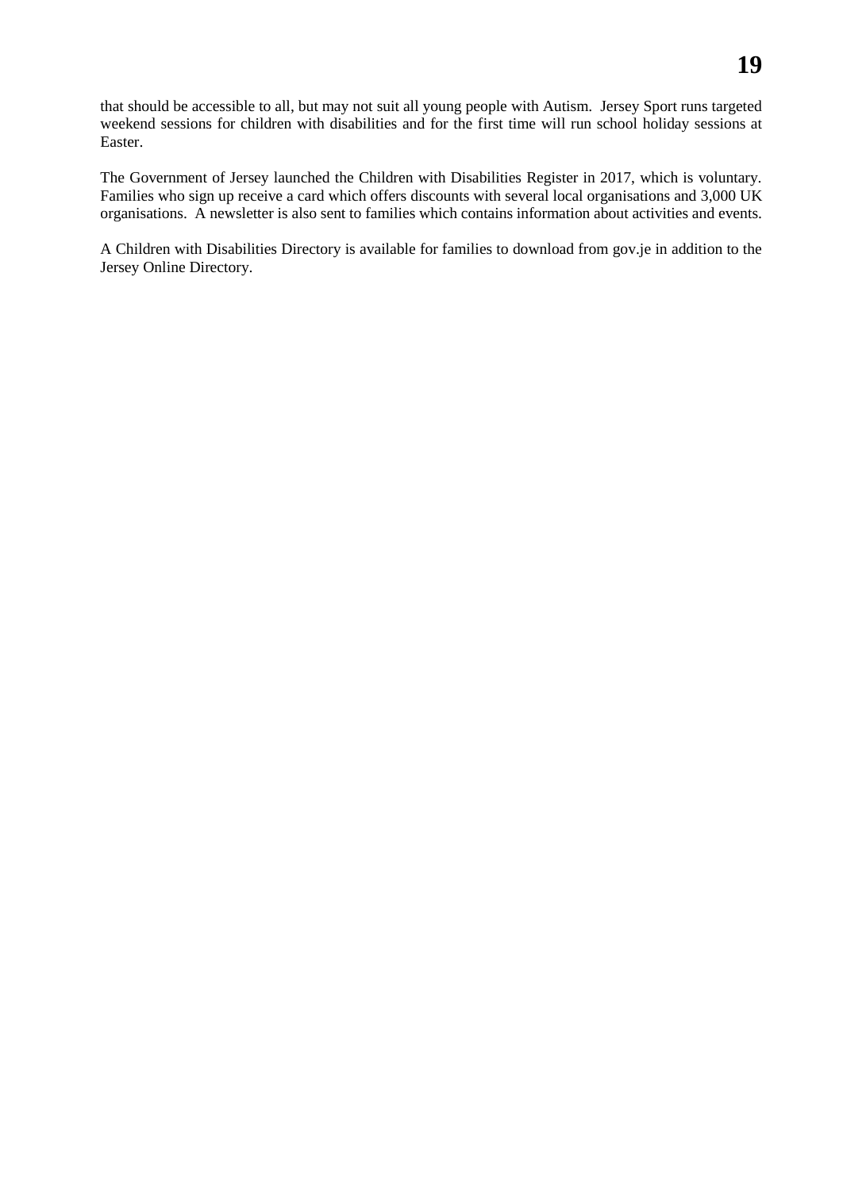that should be accessible to all, but may not suit all young people with Autism. Jersey Sport runs targeted weekend sessions for children with disabilities and for the first time will run school holiday sessions at Easter.

The Government of Jersey launched the Children with Disabilities Register in 2017, which is voluntary. Families who sign up receive a card which offers discounts with several local organisations and 3,000 UK organisations. A newsletter is also sent to families which contains information about activities and events.

A Children with Disabilities Directory is available for families to download from gov.je in addition to the Jersey Online Directory.